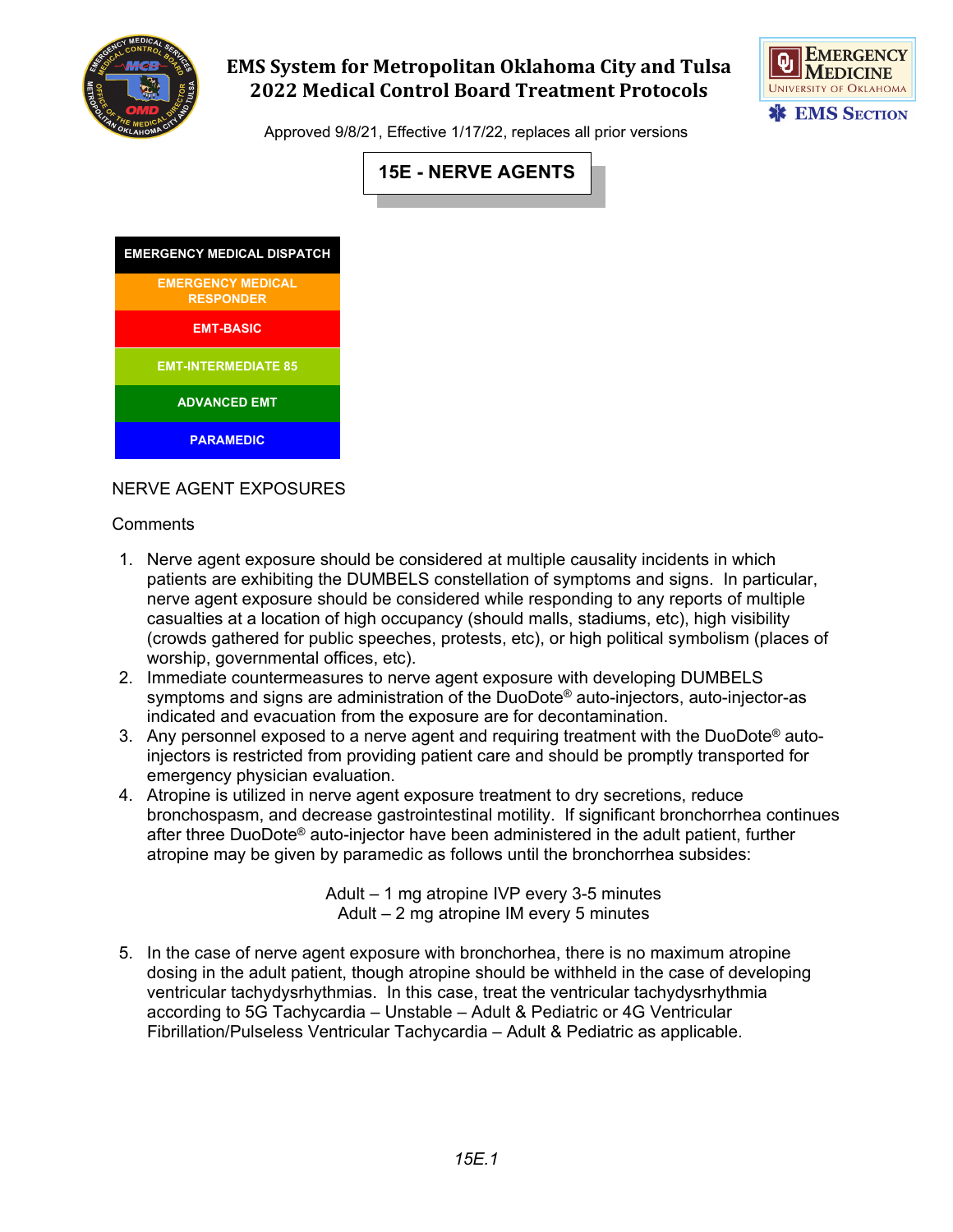# EMS System for Metropolitan Oklahoma City and Tulsa
# 2022 Medical Control Board Treatment Protocols

Approved 9/8/21, Effective 1/17/22, replaces all prior versions

## 15E - NERVE AGENTS

| EMERGENCY MEDICAL DISPATCH |
|---|
| EMERGENCY MEDICAL RESPONDER |
| EMT-BASIC |
| EMT-INTERMEDIATE 85 |
| ADVANCED EMT |
| PARAMEDIC |

NERVE AGENT EXPOSURES

Comments

1. Nerve agent exposure should be considered at multiple causality incidents in which patients are exhibiting the DUMBELS constellation of symptoms and signs. In particular, nerve agent exposure should be considered while responding to any reports of multiple casualties at a location of high occupancy (should malls, stadiums, etc), high visibility (crowds gathered for public speeches, protests, etc), or high political symbolism (places of worship, governmental offices, etc).
2. Immediate countermeasures to nerve agent exposure with developing DUMBELS symptoms and signs are administration of the DuoDote® auto-injectors, auto-injector-as indicated and evacuation from the exposure are for decontamination.
3. Any personnel exposed to a nerve agent and requiring treatment with the DuoDote® auto-injectors is restricted from providing patient care and should be promptly transported for emergency physician evaluation.
4. Atropine is utilized in nerve agent exposure treatment to dry secretions, reduce bronchospasm, and decrease gastrointestinal motility. If significant bronchorrhea continues after three DuoDote® auto-injector have been administered in the adult patient, further atropine may be given by paramedic as follows until the bronchorrhea subsides:

   Adult – 1 mg atropine IVP every 3-5 minutes
   Adult – 2 mg atropine IM every 5 minutes

5. In the case of nerve agent exposure with bronchorhea, there is no maximum atropine dosing in the adult patient, though atropine should be withheld in the case of developing ventricular tachydysrhythmias. In this case, treat the ventricular tachydysrhythmia according to 5G Tachycardia – Unstable – Adult & Pediatric or 4G Ventricular Fibrillation/Pulseless Ventricular Tachycardia – Adult & Pediatric as applicable.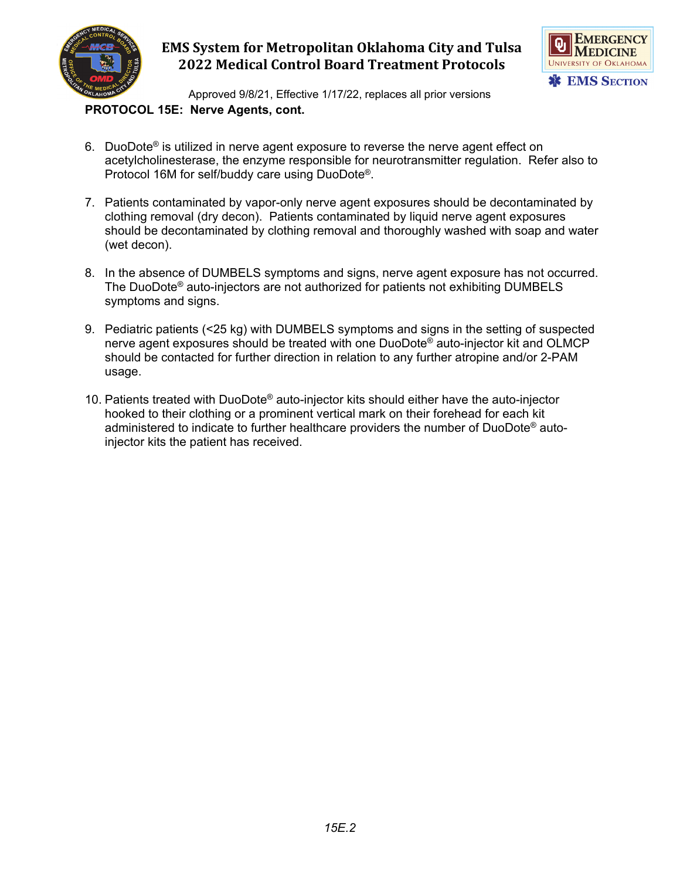**PROTOCOL 15E: Nerve Agents, cont.**

6. DuoDote® is utilized in nerve agent exposure to reverse the nerve agent effect on acetylcholinesterase, the enzyme responsible for neurotransmitter regulation. Refer also to Protocol 16M for self/buddy care using DuoDote®.

7. Patients contaminated by vapor-only nerve agent exposures should be decontaminated by clothing removal (dry decon). Patients contaminated by liquid nerve agent exposures should be decontaminated by clothing removal and thoroughly washed with soap and water (wet decon).

8. In the absence of DUMBELS symptoms and signs, nerve agent exposure has not occurred. The DuoDote® auto-injectors are not authorized for patients not exhibiting DUMBELS symptoms and signs.

9. Pediatric patients (<25 kg) with DUMBELS symptoms and signs in the setting of suspected nerve agent exposures should be treated with one DuoDote® auto-injector kit and OLMCP should be contacted for further direction in relation to any further atropine and/or 2-PAM usage.

10. Patients treated with DuoDote® auto-injector kits should either have the auto-injector hooked to their clothing or a prominent vertical mark on their forehead for each kit administered to indicate to further healthcare providers the number of DuoDote® auto-injector kits the patient has received.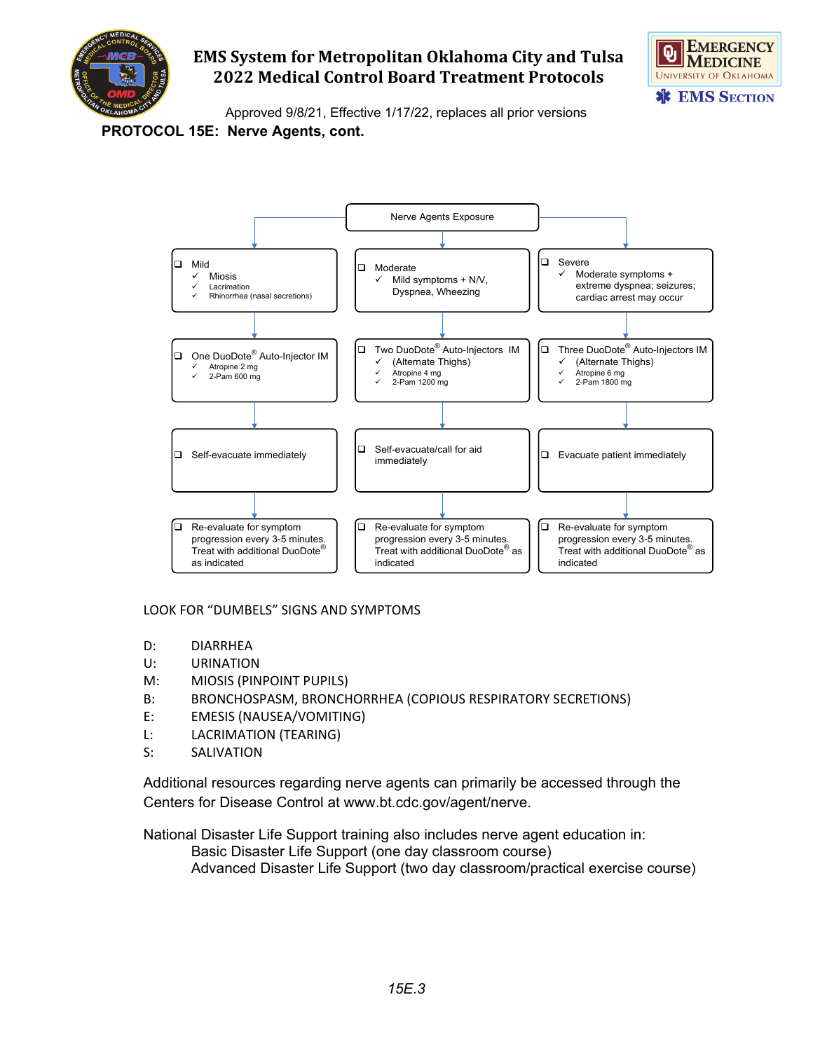## PROTOCOL 15E: Nerve Agents, cont.

Nerve Agents Exposure

**Mild**
- ❑ Mild
  - ✓ Miosis
  - ✓ Lacrimation
  - ✓ Rhinorrhea (nasal secretions)
- ❑ One DuoDote® Auto-Injector IM
  - ✓ Atropine 2 mg
  - ✓ 2-Pam 600 mg
- ❑ Self-evacuate immediately
- ❑ Re-evaluate for symptom progression every 3-5 minutes. Treat with additional DuoDote® as indicated

**Moderate**
- ❑ Moderate
  - ✓ Mild symptoms + N/V, Dyspnea, Wheezing
- ❑ Two DuoDote® Auto-Injectors IM
  - ✓ (Alternate Thighs)
  - ✓ Atropine 4 mg
  - ✓ 2-Pam 1200 mg
- ❑ Self-evacuate/call for aid immediately
- ❑ Re-evaluate for symptom progression every 3-5 minutes. Treat with additional DuoDote® as indicated

**Severe**
- ❑ Severe
  - ✓ Moderate symptoms + extreme dyspnea; seizures; cardiac arrest may occur
- ❑ Three DuoDote® Auto-Injectors IM
  - ✓ (Alternate Thighs)
  - ✓ Atropine 6 mg
  - ✓ 2-Pam 1800 mg
- ❑ Evacuate patient immediately
- ❑ Re-evaluate for symptom progression every 3-5 minutes. Treat with additional DuoDote® as indicated

LOOK FOR "DUMBELS" SIGNS AND SYMPTOMS

D: DIARRHEA
U: URINATION
M: MIOSIS (PINPOINT PUPILS)
B: BRONCHOSPASM, BRONCHORRHEA (COPIOUS RESPIRATORY SECRETIONS)
E: EMESIS (NAUSEA/VOMITING)
L: LACRIMATION (TEARING)
S: SALIVATION

Additional resources regarding nerve agents can primarily be accessed through the Centers for Disease Control at www.bt.cdc.gov/agent/nerve.

National Disaster Life Support training also includes nerve agent education in:
- Basic Disaster Life Support (one day classroom course)
- Advanced Disaster Life Support (two day classroom/practical exercise course)